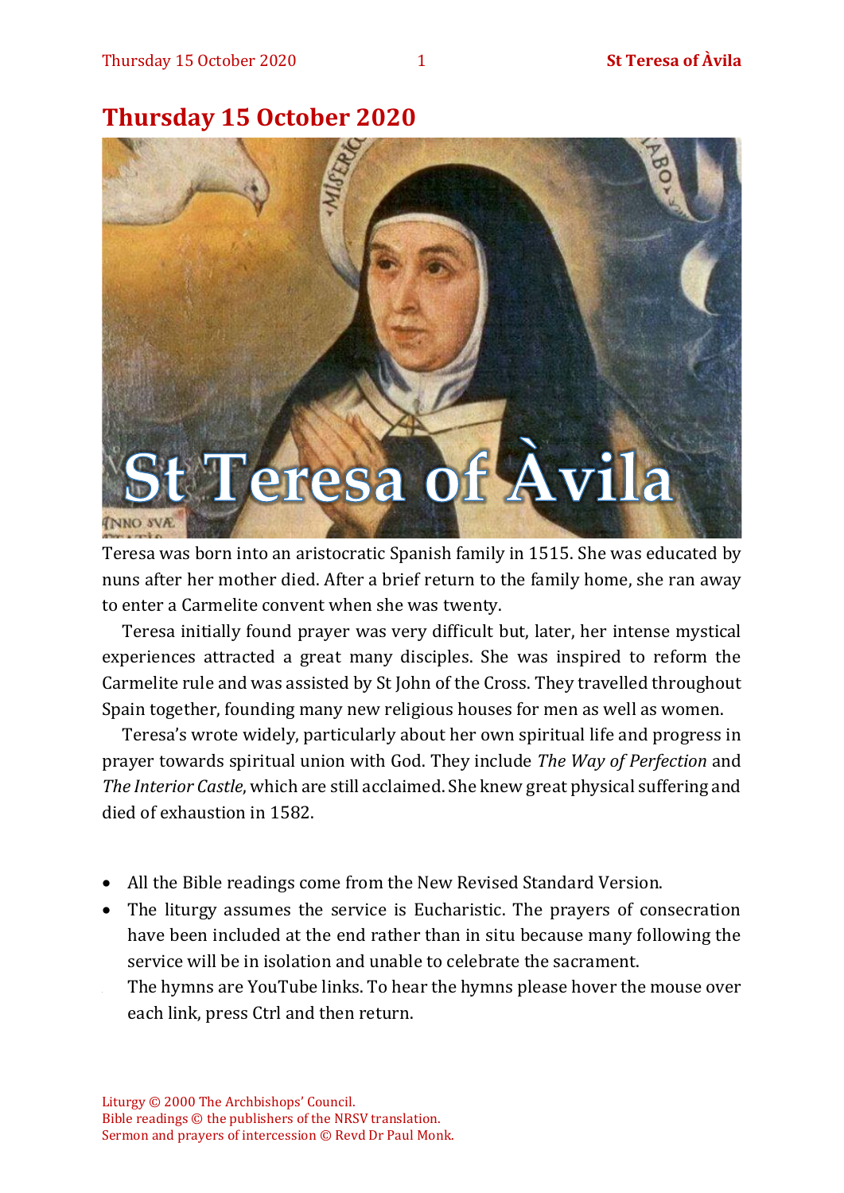# Thursday 15 October 2020

Teresa was born into an aristocratic Spanish family in 1515. She was educated by nuns after her mother died. After a brief return to the family home, she ran away to enter a Carmelite convent when she was twenty.

Teresa initially found prayer was very difficult but, later, her intense mystical experiences attracted a great many disciples. She was inspired to reform the Carmelite rule and was assisted by St John of the Cross. They travelled throughout Spain together, founding many new religious houses for men as well as women.

Teresa's wrote widely, particularly about her own spiritual life and progress in prayer towards spiritual union with God. They include *The Way of Perfection* and *The Interior Castle*, which are still acclaimed. She knew great physical suffering and died of exhaustion in 1582.

- All the Bible readings come from the New Revised Standard Version.
- The liturgy assumes the service is Eucharistic. The prayers of consecration have been included at the end rather than in situ because many following the service will be in isolation and unable to celebrate the sacrament.
- The hymns are YouTube links. To hear the hymns please hover the mouse over each link, press Ctrl and then return.

Liturgy © 2000 The Archbishops' Council.
Bible readings © the publishers of the NRSV translation.
Sermon and prayers of intercession © Revd Dr Paul Monk.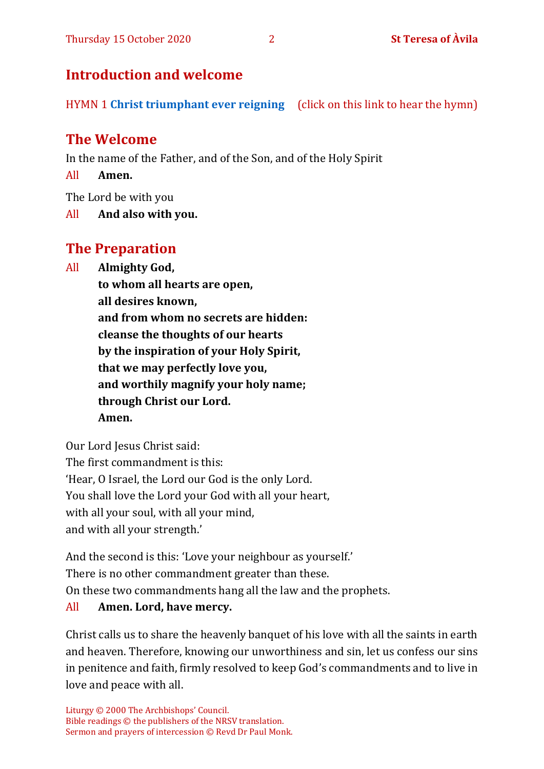## Introduction and welcome

HYMN 1 **Christ triumphant ever reigning** (click on this link to hear the hymn)

## The Welcome

In the name of the Father, and of the Son, and of the Holy Spirit

All **Amen.**

The Lord be with you

All **And also with you.**

## The Preparation

All **Almighty God,**
**to whom all hearts are open,**
**all desires known,**
**and from whom no secrets are hidden:**
**cleanse the thoughts of our hearts**
**by the inspiration of your Holy Spirit,**
**that we may perfectly love you,**
**and worthily magnify your holy name;**
**through Christ our Lord.**
**Amen.**

Our Lord Jesus Christ said:
The first commandment is this:
'Hear, O Israel, the Lord our God is the only Lord.
You shall love the Lord your God with all your heart,
with all your soul, with all your mind,
and with all your strength.'

And the second is this: 'Love your neighbour as yourself.'
There is no other commandment greater than these.
On these two commandments hang all the law and the prophets.

All **Amen. Lord, have mercy.**

Christ calls us to share the heavenly banquet of his love with all the saints in earth and heaven. Therefore, knowing our unworthiness and sin, let us confess our sins in penitence and faith, firmly resolved to keep God's commandments and to live in love and peace with all.

Liturgy © 2000 The Archbishops' Council.
Bible readings © the publishers of the NRSV translation.
Sermon and prayers of intercession © Revd Dr Paul Monk.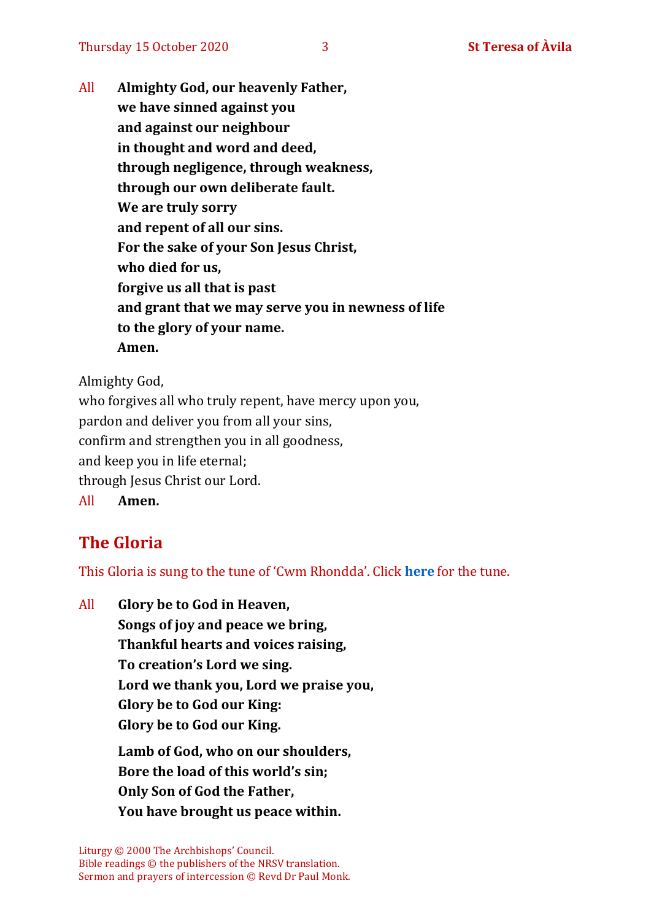All **Almighty God, our heavenly Father,**
**we have sinned against you**
**and against our neighbour**
**in thought and word and deed,**
**through negligence, through weakness,**
**through our own deliberate fault.**
**We are truly sorry**
**and repent of all our sins.**
**For the sake of your Son Jesus Christ,**
**who died for us,**
**forgive us all that is past**
**and grant that we may serve you in newness of life**
**to the glory of your name.**
**Amen.**

Almighty God,
who forgives all who truly repent, have mercy upon you,
pardon and deliver you from all your sins,
confirm and strengthen you in all goodness,
and keep you in life eternal;
through Jesus Christ our Lord.
All **Amen.**

## The Gloria

This Gloria is sung to the tune of 'Cwm Rhondda'. Click **here** for the tune.

All **Glory be to God in Heaven,**
**Songs of joy and peace we bring,**
**Thankful hearts and voices raising,**
**To creation's Lord we sing.**
**Lord we thank you, Lord we praise you,**
**Glory be to God our King:**
**Glory be to God our King.**

**Lamb of God, who on our shoulders,**
**Bore the load of this world's sin;**
**Only Son of God the Father,**
**You have brought us peace within.**

Liturgy © 2000 The Archbishops' Council.
Bible readings © the publishers of the NRSV translation.
Sermon and prayers of intercession © Revd Dr Paul Monk.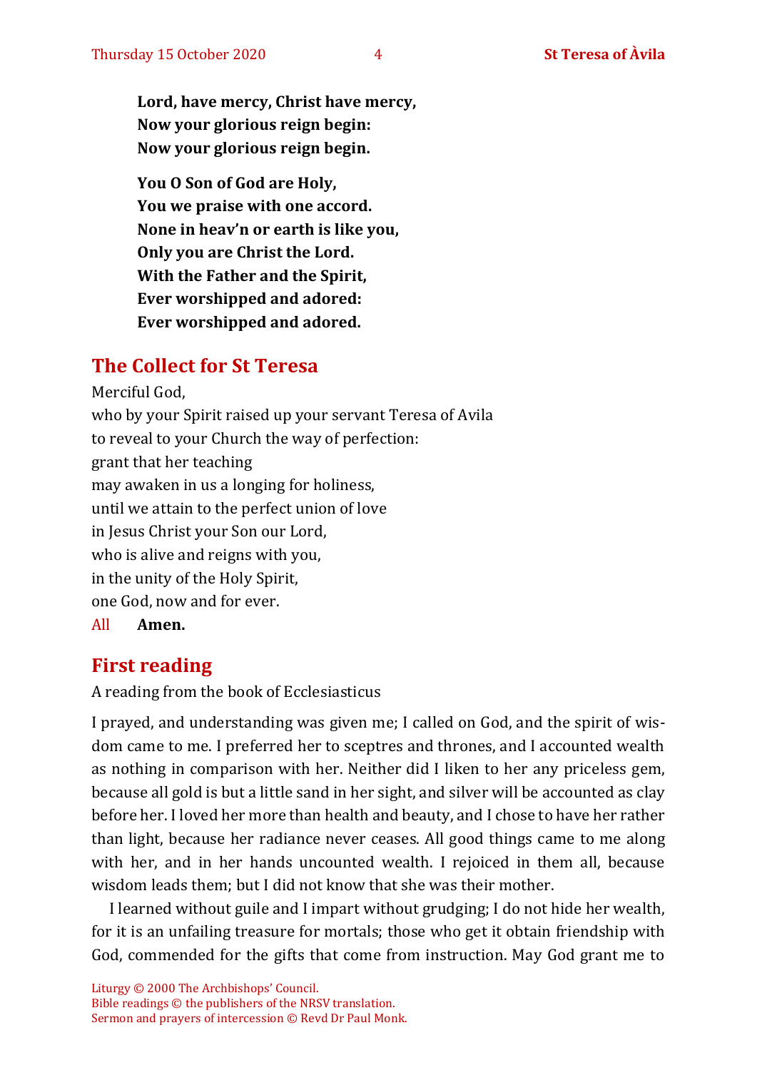**Lord, have mercy, Christ have mercy,**
**Now your glorious reign begin:**
**Now your glorious reign begin.**

**You O Son of God are Holy,**
**You we praise with one accord.**
**None in heav'n or earth is like you,**
**Only you are Christ the Lord.**
**With the Father and the Spirit,**
**Ever worshipped and adored:**
**Ever worshipped and adored.**

## The Collect for St Teresa

Merciful God,
who by your Spirit raised up your servant Teresa of Avila
to reveal to your Church the way of perfection:
grant that her teaching
may awaken in us a longing for holiness,
until we attain to the perfect union of love
in Jesus Christ your Son our Lord,
who is alive and reigns with you,
in the unity of the Holy Spirit,
one God, now and for ever.

All **Amen.**

## First reading

A reading from the book of Ecclesiasticus

I prayed, and understanding was given me; I called on God, and the spirit of wisdom came to me. I preferred her to sceptres and thrones, and I accounted wealth as nothing in comparison with her. Neither did I liken to her any priceless gem, because all gold is but a little sand in her sight, and silver will be accounted as clay before her. I loved her more than health and beauty, and I chose to have her rather than light, because her radiance never ceases. All good things came to me along with her, and in her hands uncounted wealth. I rejoiced in them all, because wisdom leads them; but I did not know that she was their mother.

I learned without guile and I impart without grudging; I do not hide her wealth, for it is an unfailing treasure for mortals; those who get it obtain friendship with God, commended for the gifts that come from instruction. May God grant me to

Liturgy © 2000 The Archbishops' Council.
Bible readings © the publishers of the NRSV translation.
Sermon and prayers of intercession © Revd Dr Paul Monk.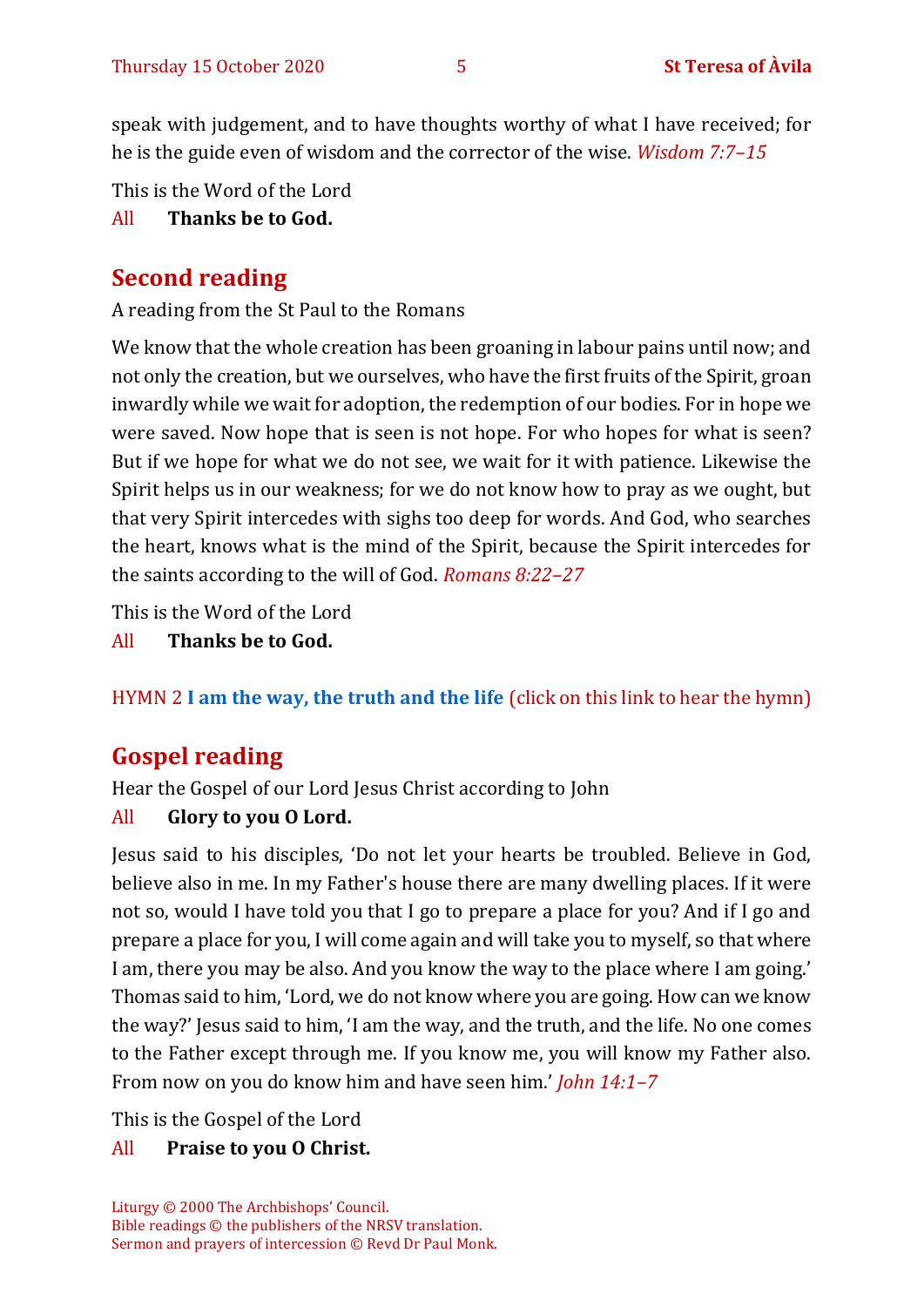speak with judgement, and to have thoughts worthy of what I have received; for he is the guide even of wisdom and the corrector of the wise. *Wisdom 7:7–15*

This is the Word of the Lord

All **Thanks be to God.**

## Second reading

A reading from the St Paul to the Romans

We know that the whole creation has been groaning in labour pains until now; and not only the creation, but we ourselves, who have the first fruits of the Spirit, groan inwardly while we wait for adoption, the redemption of our bodies. For in hope we were saved. Now hope that is seen is not hope. For who hopes for what is seen? But if we hope for what we do not see, we wait for it with patience. Likewise the Spirit helps us in our weakness; for we do not know how to pray as we ought, but that very Spirit intercedes with sighs too deep for words. And God, who searches the heart, knows what is the mind of the Spirit, because the Spirit intercedes for the saints according to the will of God. *Romans 8:22–27*

This is the Word of the Lord

All **Thanks be to God.**

HYMN 2 **I am the way, the truth and the life** (click on this link to hear the hymn)

## Gospel reading

Hear the Gospel of our Lord Jesus Christ according to John

All **Glory to you O Lord.**

Jesus said to his disciples, 'Do not let your hearts be troubled. Believe in God, believe also in me. In my Father's house there are many dwelling places. If it were not so, would I have told you that I go to prepare a place for you? And if I go and prepare a place for you, I will come again and will take you to myself, so that where I am, there you may be also. And you know the way to the place where I am going.' Thomas said to him, 'Lord, we do not know where you are going. How can we know the way?' Jesus said to him, 'I am the way, and the truth, and the life. No one comes to the Father except through me. If you know me, you will know my Father also. From now on you do know him and have seen him.' *John 14:1–7*

This is the Gospel of the Lord

All **Praise to you O Christ.**

Liturgy © 2000 The Archbishops' Council.
Bible readings © the publishers of the NRSV translation.
Sermon and prayers of intercession © Revd Dr Paul Monk.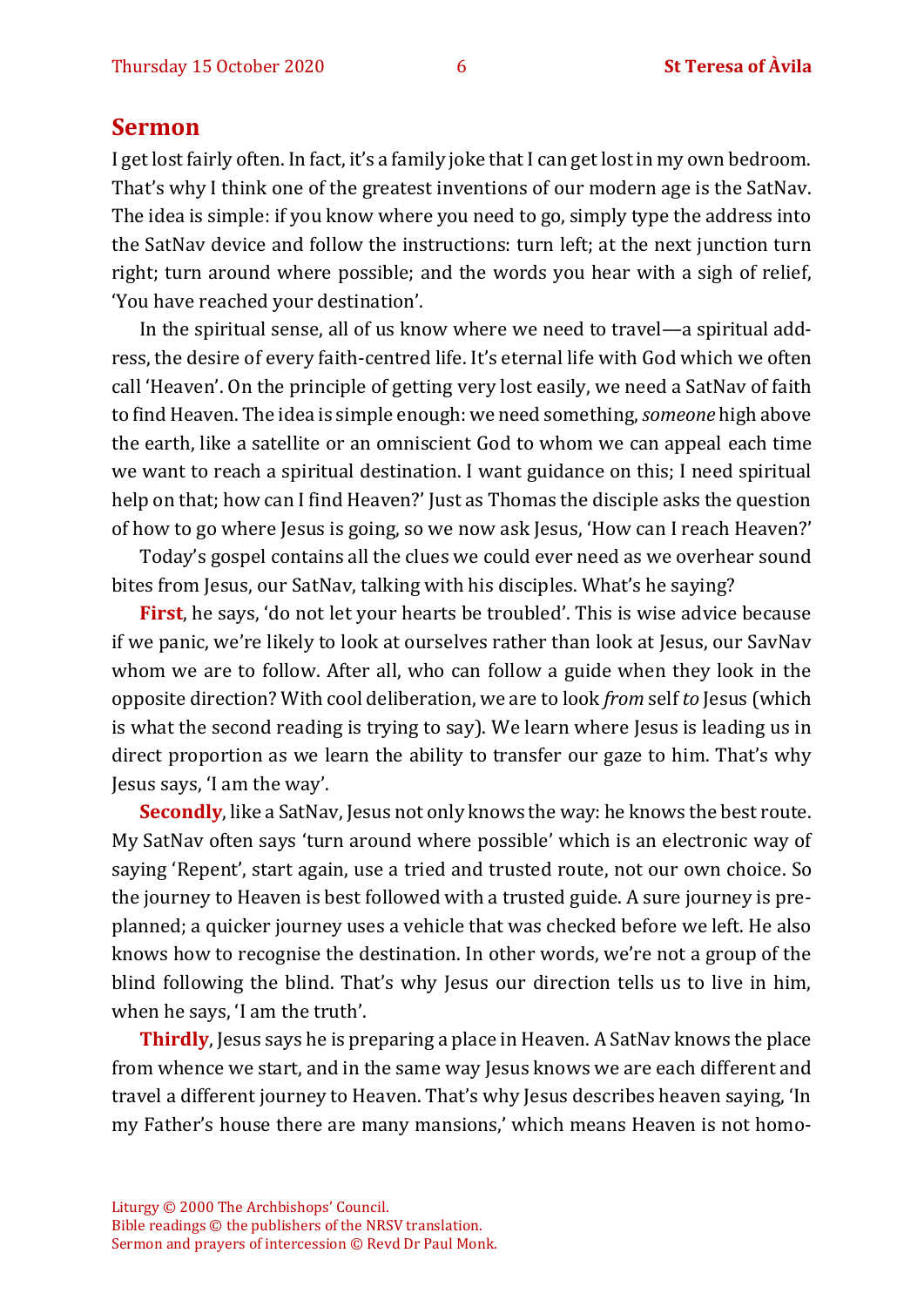## Sermon

I get lost fairly often. In fact, it's a family joke that I can get lost in my own bedroom. That's why I think one of the greatest inventions of our modern age is the SatNav. The idea is simple: if you know where you need to go, simply type the address into the SatNav device and follow the instructions: turn left; at the next junction turn right; turn around where possible; and the words you hear with a sigh of relief, 'You have reached your destination'.

In the spiritual sense, all of us know where we need to travel—a spiritual address, the desire of every faith-centred life. It's eternal life with God which we often call 'Heaven'. On the principle of getting very lost easily, we need a SatNav of faith to find Heaven. The idea is simple enough: we need something, *someone* high above the earth, like a satellite or an omniscient God to whom we can appeal each time we want to reach a spiritual destination. I want guidance on this; I need spiritual help on that; how can I find Heaven?' Just as Thomas the disciple asks the question of how to go where Jesus is going, so we now ask Jesus, 'How can I reach Heaven?'

Today's gospel contains all the clues we could ever need as we overhear sound bites from Jesus, our SatNav, talking with his disciples. What's he saying?

**First**, he says, 'do not let your hearts be troubled'. This is wise advice because if we panic, we're likely to look at ourselves rather than look at Jesus, our SavNav whom we are to follow. After all, who can follow a guide when they look in the opposite direction? With cool deliberation, we are to look *from* self *to* Jesus (which is what the second reading is trying to say). We learn where Jesus is leading us in direct proportion as we learn the ability to transfer our gaze to him. That's why Jesus says, 'I am the way'.

**Secondly**, like a SatNav, Jesus not only knows the way: he knows the best route. My SatNav often says 'turn around where possible' which is an electronic way of saying 'Repent', start again, use a tried and trusted route, not our own choice. So the journey to Heaven is best followed with a trusted guide. A sure journey is pre-planned; a quicker journey uses a vehicle that was checked before we left. He also knows how to recognise the destination. In other words, we're not a group of the blind following the blind. That's why Jesus our direction tells us to live in him, when he says, 'I am the truth'.

**Thirdly**, Jesus says he is preparing a place in Heaven. A SatNav knows the place from whence we start, and in the same way Jesus knows we are each different and travel a different journey to Heaven. That's why Jesus describes heaven saying, 'In my Father's house there are many mansions,' which means Heaven is not homo-

Liturgy © 2000 The Archbishops' Council.
Bible readings © the publishers of the NRSV translation.
Sermon and prayers of intercession © Revd Dr Paul Monk.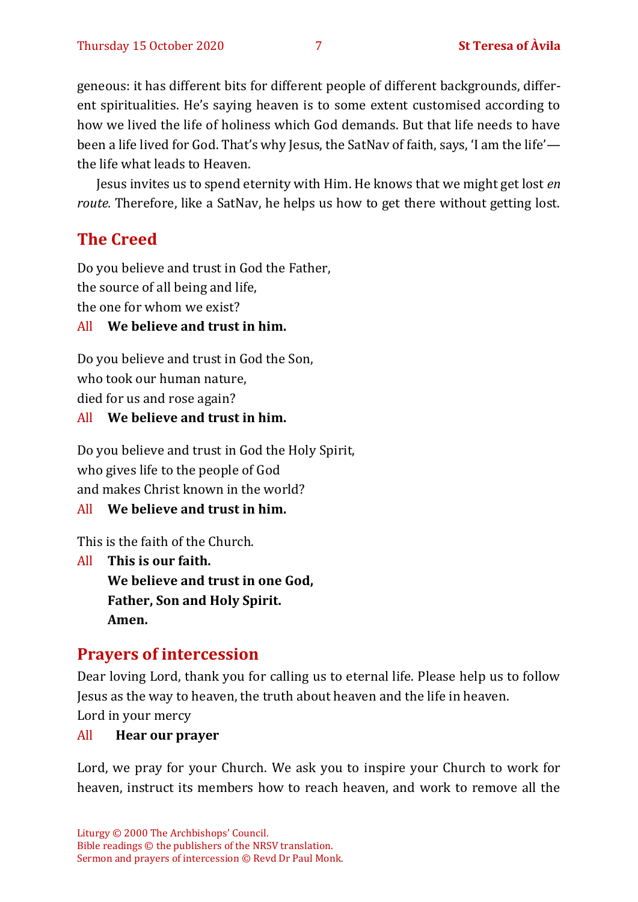geneous: it has different bits for different people of different backgrounds, different spiritualities. He's saying heaven is to some extent customised according to how we lived the life of holiness which God demands. But that life needs to have been a life lived for God. That's why Jesus, the SatNav of faith, says, 'I am the life'—the life what leads to Heaven.

Jesus invites us to spend eternity with Him. He knows that we might get lost *en route.* Therefore, like a SatNav, he helps us how to get there without getting lost.

## The Creed

Do you believe and trust in God the Father,
the source of all being and life,
the one for whom we exist?

All **We believe and trust in him.**

Do you believe and trust in God the Son,
who took our human nature,
died for us and rose again?

All **We believe and trust in him.**

Do you believe and trust in God the Holy Spirit,
who gives life to the people of God
and makes Christ known in the world?

All **We believe and trust in him.**

This is the faith of the Church.

All **This is our faith.**
**We believe and trust in one God,**
**Father, Son and Holy Spirit.**
**Amen.**

## Prayers of intercession

Dear loving Lord, thank you for calling us to eternal life. Please help us to follow Jesus as the way to heaven, the truth about heaven and the life in heaven.
Lord in your mercy

All **Hear our prayer**

Lord, we pray for your Church. We ask you to inspire your Church to work for heaven, instruct its members how to reach heaven, and work to remove all the

Liturgy © 2000 The Archbishops' Council.
Bible readings © the publishers of the NRSV translation.
Sermon and prayers of intercession © Revd Dr Paul Monk.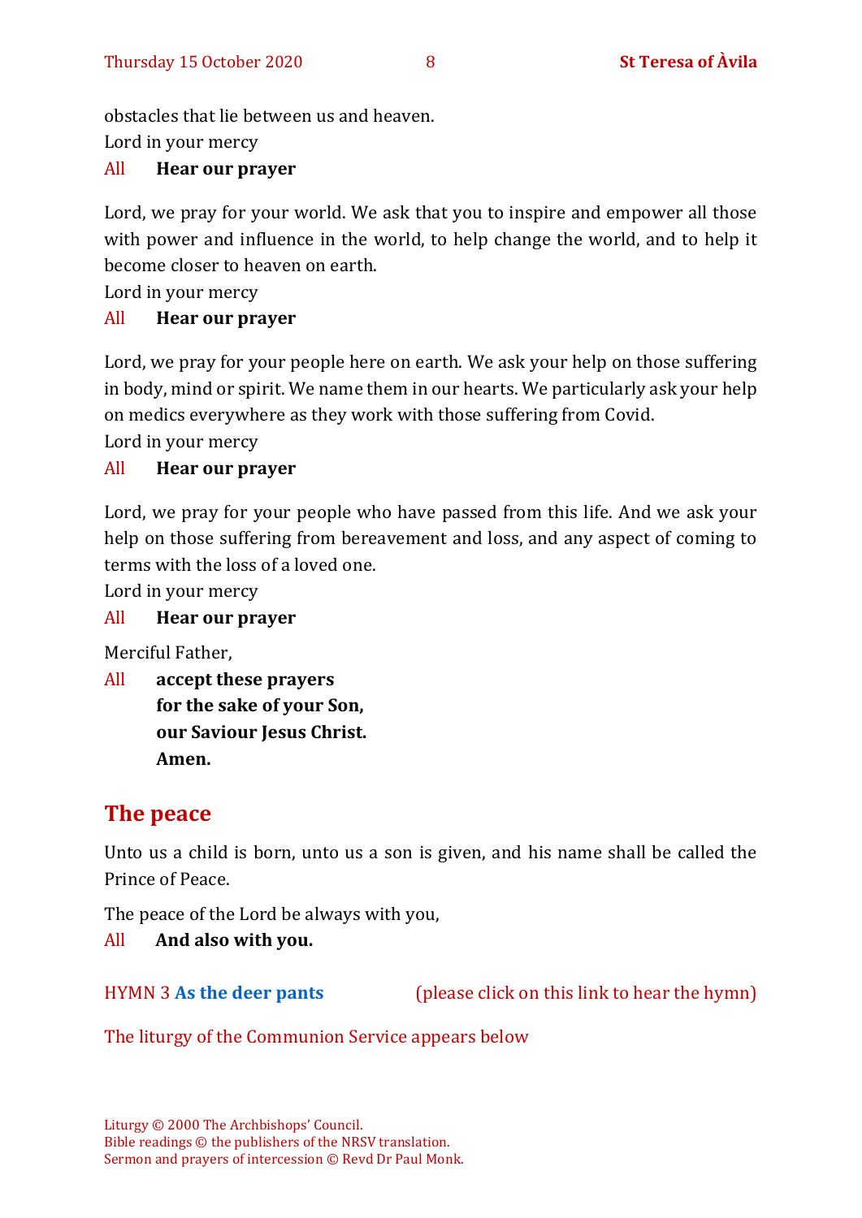obstacles that lie between us and heaven.
Lord in your mercy

All **Hear our prayer**

Lord, we pray for your world. We ask that you to inspire and empower all those with power and influence in the world, to help change the world, and to help it become closer to heaven on earth.
Lord in your mercy

All **Hear our prayer**

Lord, we pray for your people here on earth. We ask your help on those suffering in body, mind or spirit. We name them in our hearts. We particularly ask your help on medics everywhere as they work with those suffering from Covid.
Lord in your mercy

All **Hear our prayer**

Lord, we pray for your people who have passed from this life. And we ask your help on those suffering from bereavement and loss, and any aspect of coming to terms with the loss of a loved one.
Lord in your mercy

All **Hear our prayer**

Merciful Father,

All **accept these prayers**
**for the sake of your Son,**
**our Saviour Jesus Christ.**
**Amen.**

## The peace

Unto us a child is born, unto us a son is given, and his name shall be called the Prince of Peace.

The peace of the Lord be always with you,

All **And also with you.**

HYMN 3 **As the deer pants** (please click on this link to hear the hymn)

The liturgy of the Communion Service appears below

Liturgy © 2000 The Archbishops' Council.
Bible readings © the publishers of the NRSV translation.
Sermon and prayers of intercession © Revd Dr Paul Monk.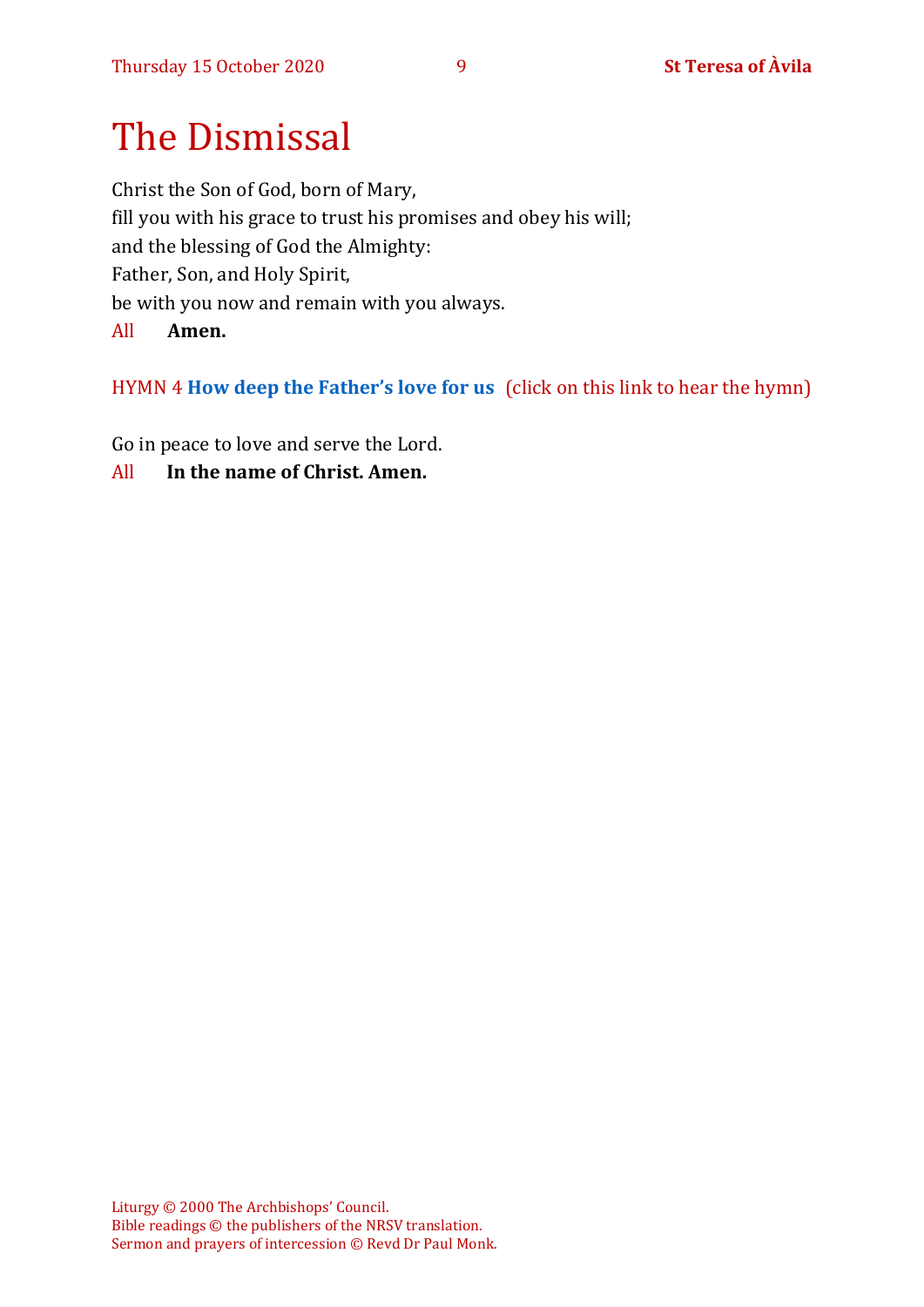# The Dismissal

Christ the Son of God, born of Mary,
fill you with his grace to trust his promises and obey his will;
and the blessing of God the Almighty:
Father, Son, and Holy Spirit,
be with you now and remain with you always.

All **Amen.**

HYMN 4 **How deep the Father's love for us** (click on this link to hear the hymn)

Go in peace to love and serve the Lord.

All **In the name of Christ. Amen.**

Liturgy © 2000 The Archbishops' Council.
Bible readings © the publishers of the NRSV translation.
Sermon and prayers of intercession © Revd Dr Paul Monk.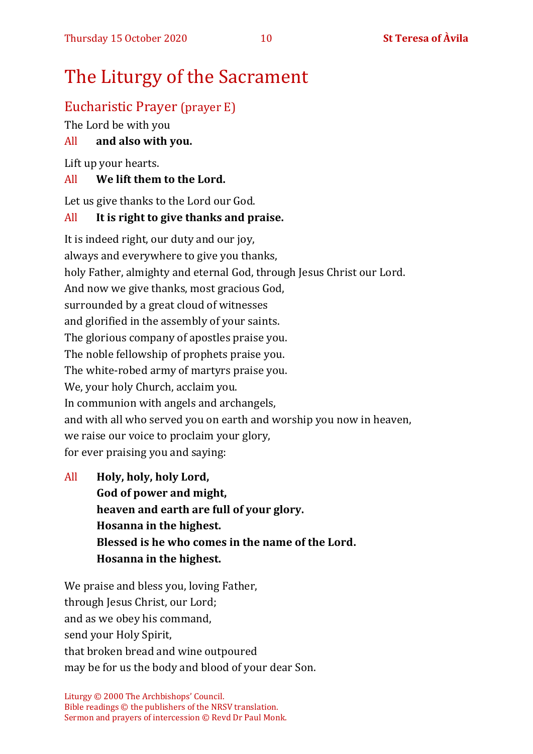# The Liturgy of the Sacrament

## Eucharistic Prayer (prayer E)

The Lord be with you

All **and also with you.**

Lift up your hearts.

All **We lift them to the Lord.**

Let us give thanks to the Lord our God.

All **It is right to give thanks and praise.**

It is indeed right, our duty and our joy,
always and everywhere to give you thanks,
holy Father, almighty and eternal God, through Jesus Christ our Lord.
And now we give thanks, most gracious God,
surrounded by a great cloud of witnesses
and glorified in the assembly of your saints.
The glorious company of apostles praise you.
The noble fellowship of prophets praise you.
The white-robed army of martyrs praise you.
We, your holy Church, acclaim you.
In communion with angels and archangels,
and with all who served you on earth and worship you now in heaven,
we raise our voice to proclaim your glory,
for ever praising you and saying:

All **Holy, holy, holy Lord,**
**God of power and might,**
**heaven and earth are full of your glory.**
**Hosanna in the highest.**
**Blessed is he who comes in the name of the Lord.**
**Hosanna in the highest.**

We praise and bless you, loving Father,
through Jesus Christ, our Lord;
and as we obey his command,
send your Holy Spirit,
that broken bread and wine outpoured
may be for us the body and blood of your dear Son.

Liturgy © 2000 The Archbishops' Council.
Bible readings © the publishers of the NRSV translation.
Sermon and prayers of intercession © Revd Dr Paul Monk.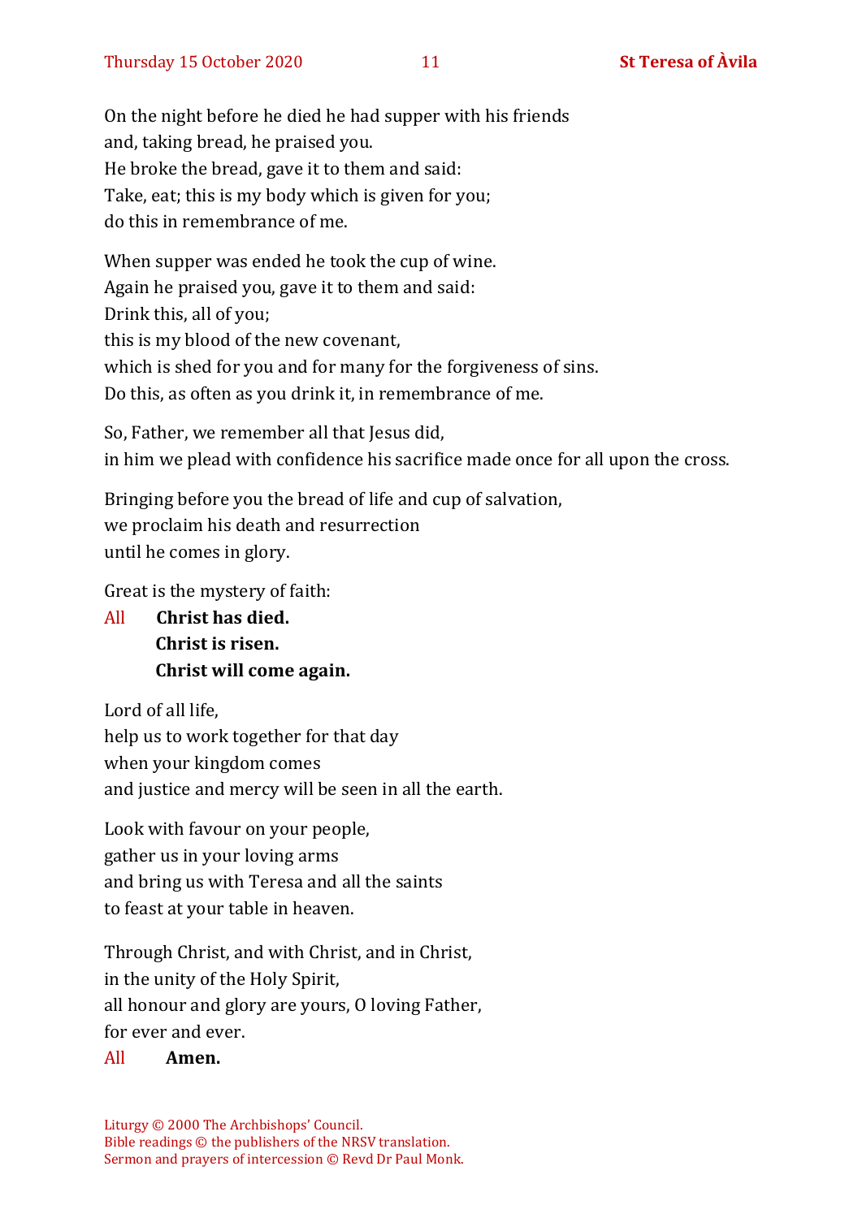On the night before he died he had supper with his friends
and, taking bread, he praised you.
He broke the bread, gave it to them and said:
Take, eat; this is my body which is given for you;
do this in remembrance of me.

When supper was ended he took the cup of wine.
Again he praised you, gave it to them and said:
Drink this, all of you;
this is my blood of the new covenant,
which is shed for you and for many for the forgiveness of sins.
Do this, as often as you drink it, in remembrance of me.

So, Father, we remember all that Jesus did,
in him we plead with confidence his sacrifice made once for all upon the cross.

Bringing before you the bread of life and cup of salvation,
we proclaim his death and resurrection
until he comes in glory.

Great is the mystery of faith:

All **Christ has died.**
**Christ is risen.**
**Christ will come again.**

Lord of all life,
help us to work together for that day
when your kingdom comes
and justice and mercy will be seen in all the earth.

Look with favour on your people,
gather us in your loving arms
and bring us with Teresa and all the saints
to feast at your table in heaven.

Through Christ, and with Christ, and in Christ,
in the unity of the Holy Spirit,
all honour and glory are yours, O loving Father,
for ever and ever.

All **Amen.**

Liturgy © 2000 The Archbishops' Council.
Bible readings © the publishers of the NRSV translation.
Sermon and prayers of intercession © Revd Dr Paul Monk.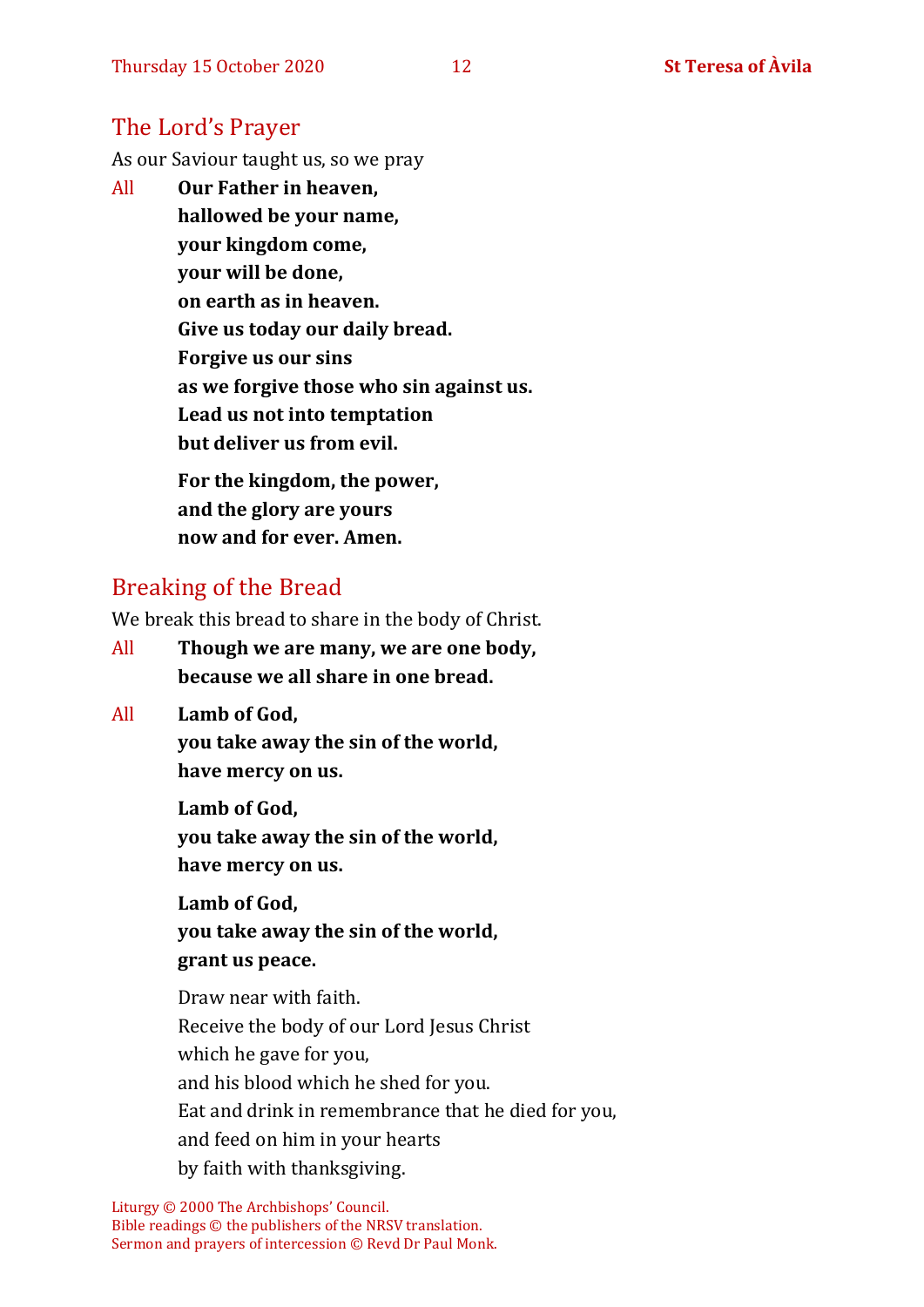## The Lord's Prayer

As our Saviour taught us, so we pray

All **Our Father in heaven,**
**hallowed be your name,**
**your kingdom come,**
**your will be done,**
**on earth as in heaven.**
**Give us today our daily bread.**
**Forgive us our sins**
**as we forgive those who sin against us.**
**Lead us not into temptation**
**but deliver us from evil.**

**For the kingdom, the power,**
**and the glory are yours**
**now and for ever. Amen.**

## Breaking of the Bread

We break this bread to share in the body of Christ.

All **Though we are many, we are one body,**
**because we all share in one bread.**

All **Lamb of God,**
**you take away the sin of the world,**
**have mercy on us.**

**Lamb of God,**
**you take away the sin of the world,**
**have mercy on us.**

**Lamb of God,**
**you take away the sin of the world,**
**grant us peace.**

Draw near with faith.
Receive the body of our Lord Jesus Christ
which he gave for you,
and his blood which he shed for you.
Eat and drink in remembrance that he died for you,
and feed on him in your hearts
by faith with thanksgiving.

Liturgy © 2000 The Archbishops' Council.
Bible readings © the publishers of the NRSV translation.
Sermon and prayers of intercession © Revd Dr Paul Monk.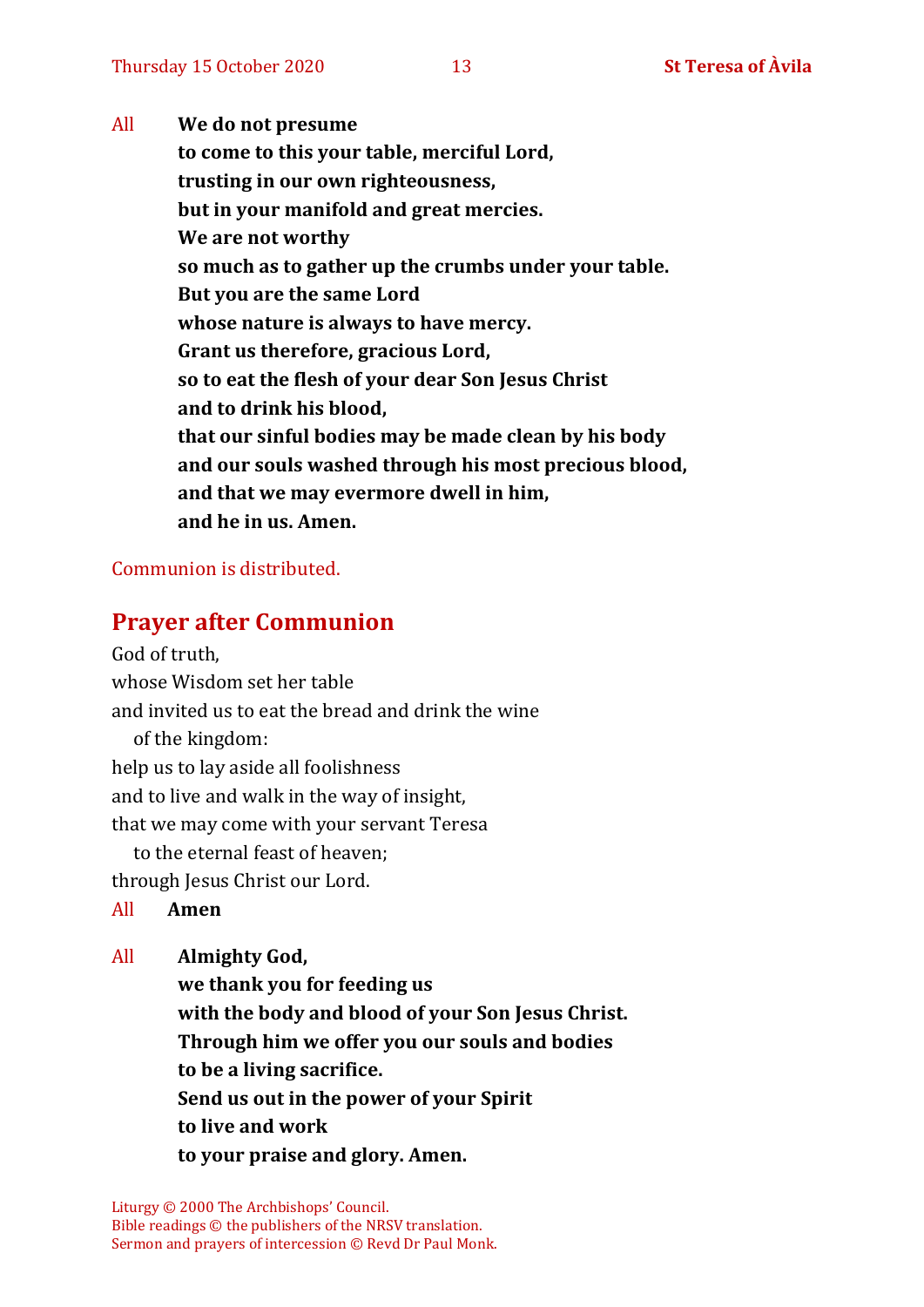All **We do not presume**
**to come to this your table, merciful Lord,**
**trusting in our own righteousness,**
**but in your manifold and great mercies.**
**We are not worthy**
**so much as to gather up the crumbs under your table.**
**But you are the same Lord**
**whose nature is always to have mercy.**
**Grant us therefore, gracious Lord,**
**so to eat the flesh of your dear Son Jesus Christ**
**and to drink his blood,**
**that our sinful bodies may be made clean by his body**
**and our souls washed through his most precious blood,**
**and that we may evermore dwell in him,**
**and he in us. Amen.**

Communion is distributed.

## Prayer after Communion

God of truth,
whose Wisdom set her table
and invited us to eat the bread and drink the wine
of the kingdom:
help us to lay aside all foolishness
and to live and walk in the way of insight,
that we may come with your servant Teresa
to the eternal feast of heaven;
through Jesus Christ our Lord.

All **Amen**

All **Almighty God,**
**we thank you for feeding us**
**with the body and blood of your Son Jesus Christ.**
**Through him we offer you our souls and bodies**
**to be a living sacrifice.**
**Send us out in the power of your Spirit**
**to live and work**
**to your praise and glory. Amen.**

Liturgy © 2000 The Archbishops' Council.
Bible readings © the publishers of the NRSV translation.
Sermon and prayers of intercession © Revd Dr Paul Monk.